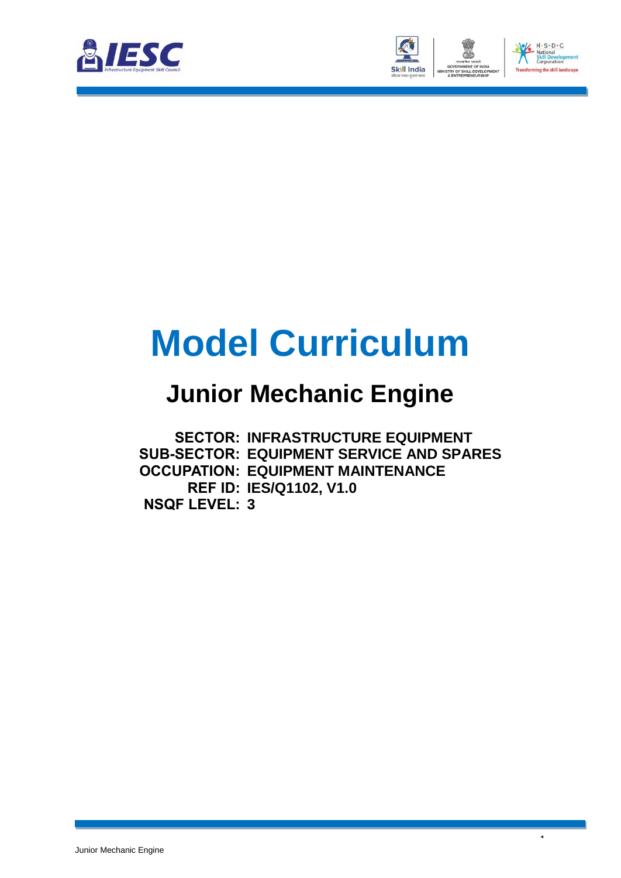# Model Curriculum

## Junior Mechanic Engine

**SECTOR:** INFRASTRUCTURE EQUIPMENT
**SUB-SECTOR:** EQUIPMENT SERVICE AND SPARES
**OCCUPATION:** EQUIPMENT MAINTENANCE
**REF ID:** IES/Q1102, V1.0
**NSQF LEVEL:** 3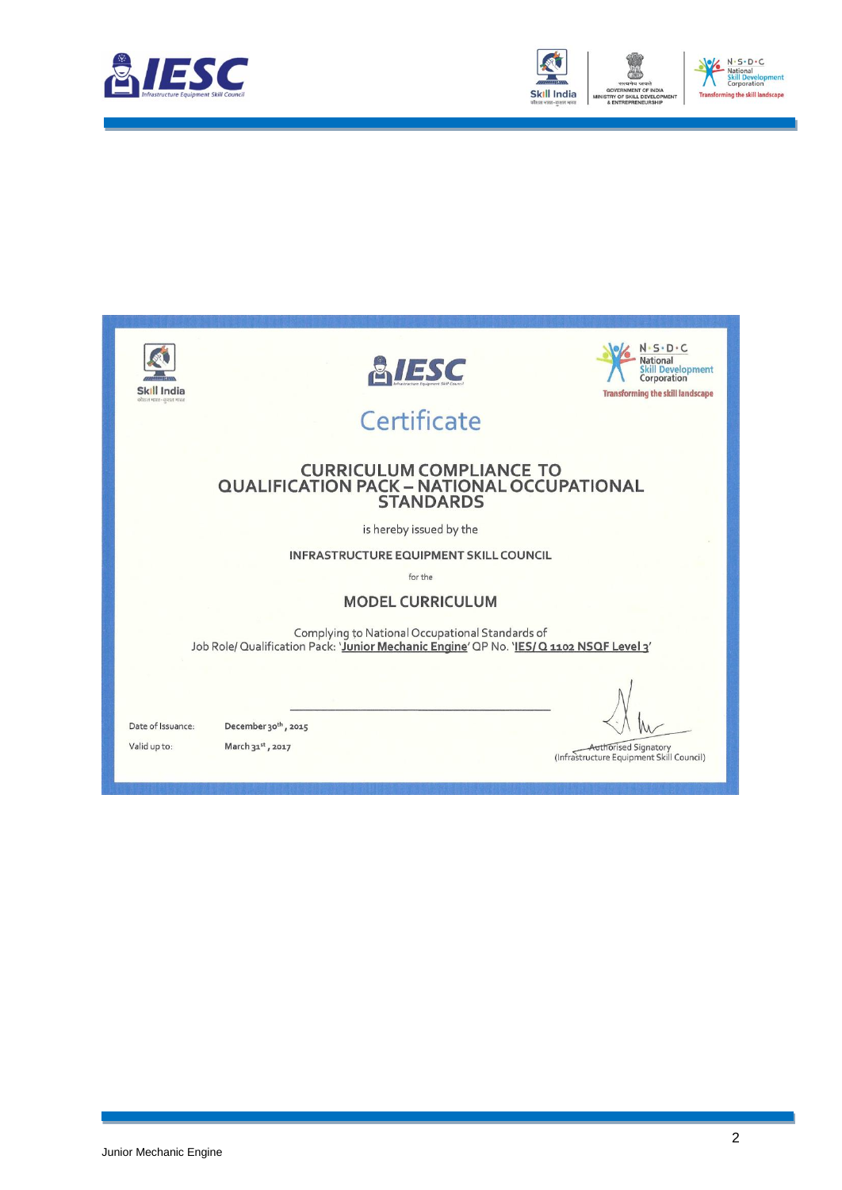# Certificate

## CURRICULUM COMPLIANCE TO QUALIFICATION PACK – NATIONAL OCCUPATIONAL STANDARDS

is hereby issued by the

**INFRASTRUCTURE EQUIPMENT SKILL COUNCIL**

for the

## MODEL CURRICULUM

Complying to National Occupational Standards of
Job Role/ Qualification Pack: '**Junior Mechanic Engine**' QP No. '**IES/ Q 1102 NSQF Level 3**'

Date of Issuance: December 30th, 2015

Valid up to: March 31st, 2017

Authorised Signatory
(Infrastructure Equipment Skill Council)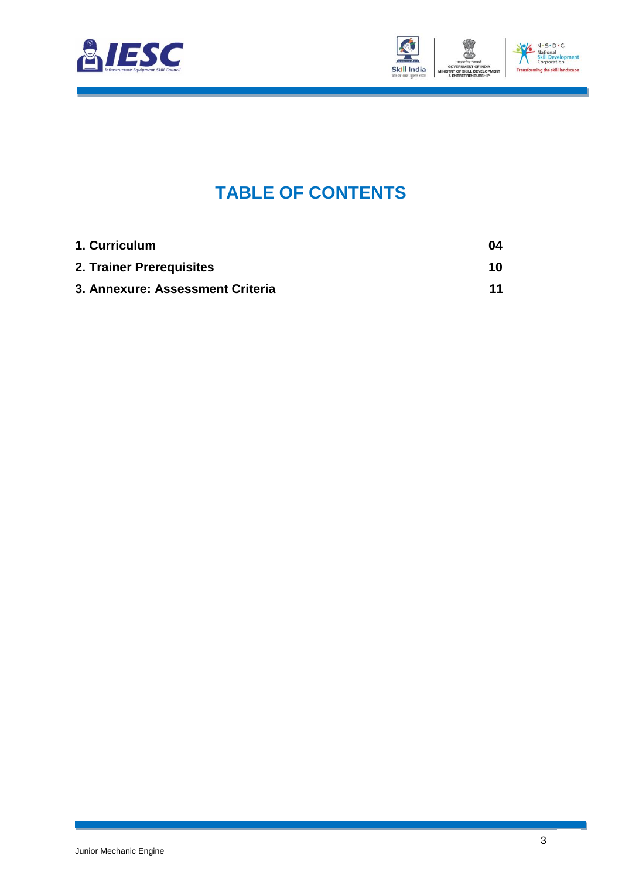# TABLE OF CONTENTS

| | |
|---|---|
| **1. Curriculum** | **04** |
| **2. Trainer Prerequisites** | **10** |
| **3. Annexure: Assessment Criteria** | **11** |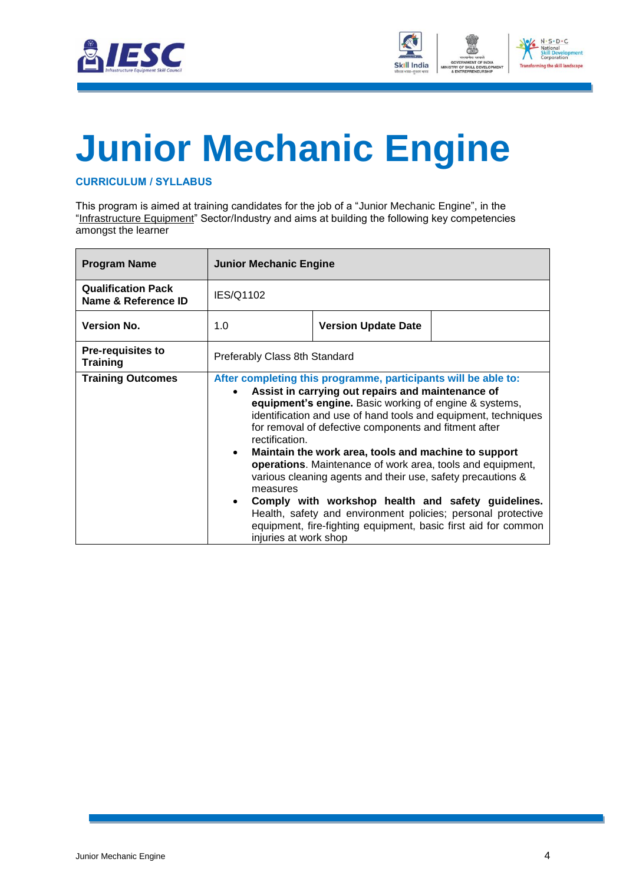# Junior Mechanic Engine

**CURRICULUM / SYLLABUS**

This program is aimed at training candidates for the job of a "Junior Mechanic Engine", in the "Infrastructure Equipment" Sector/Industry and aims at building the following key competencies amongst the learner

| **Program Name** | **Junior Mechanic Engine** | | |
|---|---|---|---|
| **Qualification Pack Name & Reference ID** | IES/Q1102 | | |
| **Version No.** | 1.0 | **Version Update Date** | |
| **Pre-requisites to Training** | Preferably Class 8th Standard | | |
| **Training Outcomes** | **After completing this programme, participants will be able to:**<br>• **Assist in carrying out repairs and maintenance of equipment's engine.** Basic working of engine & systems, identification and use of hand tools and equipment, techniques for removal of defective components and fitment after rectification.<br>• **Maintain the work area, tools and machine to support operations**. Maintenance of work area, tools and equipment, various cleaning agents and their use, safety precautions & measures<br>• **Comply with workshop health and safety guidelines.** Health, safety and environment policies; personal protective equipment, fire-fighting equipment, basic first aid for common injuries at work shop | | |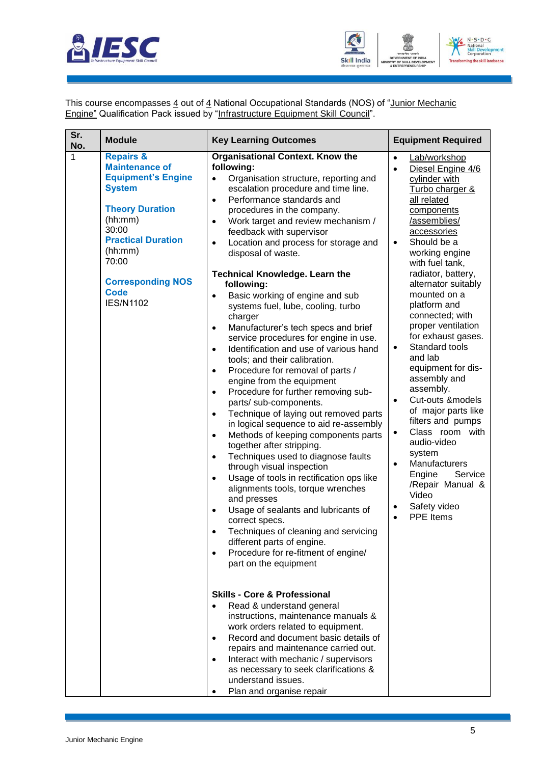This course encompasses 4 out of 4 National Occupational Standards (NOS) of "Junior Mechanic Engine" Qualification Pack issued by "Infrastructure Equipment Skill Council".

| Sr. No. | Module | Key Learning Outcomes | Equipment Required |
|---|---|---|---|
| 1 | **Repairs & Maintenance of Equipment's Engine System**<br><br>**Theory Duration** (hh:mm) 30:00<br>**Practical Duration** (hh:mm) 70:00<br><br>**Corresponding NOS Code** IES/N1102 | **Organisational Context. Know the following:**<br>• Organisation structure, reporting and escalation procedure and time line.<br>• Performance standards and procedures in the company.<br>• Work target and review mechanism / feedback with supervisor<br>• Location and process for storage and disposal of waste.<br><br>**Technical Knowledge. Learn the following:**<br>• Basic working of engine and sub systems fuel, lube, cooling, turbo charger<br>• Manufacturer's tech specs and brief service procedures for engine in use.<br>• Identification and use of various hand tools; and their calibration.<br>• Procedure for removal of parts / engine from the equipment<br>• Procedure for further removing sub-parts/ sub-components.<br>• Technique of laying out removed parts in logical sequence to aid re-assembly<br>• Methods of keeping components parts together after stripping.<br>• Techniques used to diagnose faults through visual inspection<br>• Usage of tools in rectification ops like alignments tools, torque wrenches and presses<br>• Usage of sealants and lubricants of correct specs.<br>• Techniques of cleaning and servicing different parts of engine.<br>• Procedure for re-fitment of engine/ part on the equipment<br><br>**Skills - Core & Professional**<br>• Read & understand general instructions, maintenance manuals & work orders related to equipment.<br>• Record and document basic details of repairs and maintenance carried out.<br>• Interact with mechanic / supervisors as necessary to seek clarifications & understand issues.<br>• Plan and organise repair | • Lab/workshop<br>• Diesel Engine 4/6 cylinder with Turbo charger & all related components /assemblies/ accessories<br>• Should be a working engine with fuel tank, radiator, battery, alternator suitably mounted on a platform and connected; with proper ventilation for exhaust gases.<br>• Standard tools and lab equipment for dis-assembly and assembly.<br>• Cut-outs &models of major parts like filters and pumps<br>• Class room with audio-video system<br>• Manufacturers Engine Service /Repair Manual & Video<br>• Safety video<br>• PPE Items |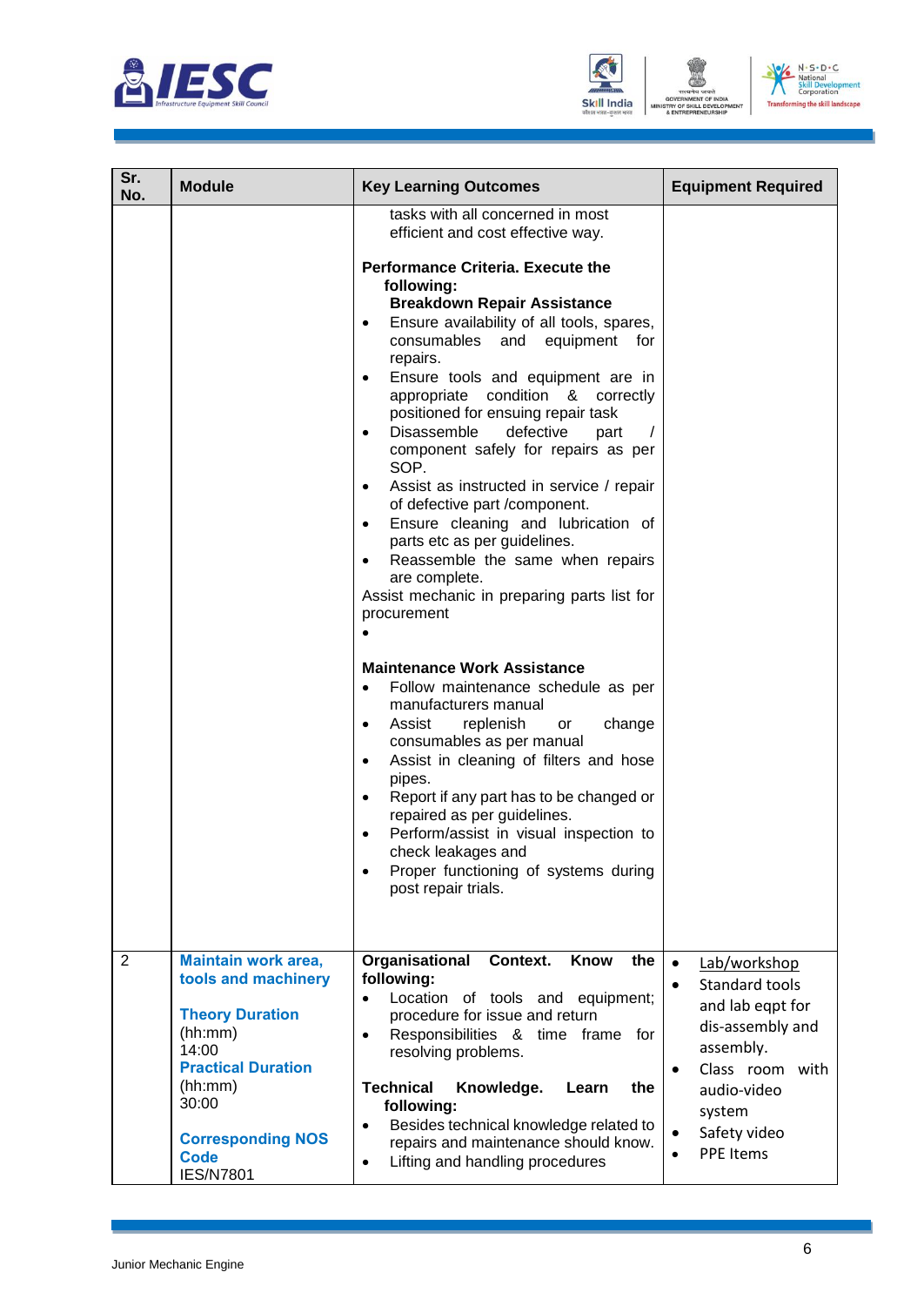| Sr. No. | Module | Key Learning Outcomes | Equipment Required |
|---|---|---|---|
| | | tasks with all concerned in most efficient and cost effective way.<br><br>**Performance Criteria. Execute the following:**<br>**Breakdown Repair Assistance**<br>• Ensure availability of all tools, spares, consumables and equipment for repairs.<br>• Ensure tools and equipment are in appropriate condition & correctly positioned for ensuing repair task<br>• Disassemble defective part / component safely for repairs as per SOP.<br>• Assist as instructed in service / repair of defective part /component.<br>• Ensure cleaning and lubrication of parts etc as per guidelines.<br>• Reassemble the same when repairs are complete.<br>Assist mechanic in preparing parts list for procurement<br>•<br><br>**Maintenance Work Assistance**<br>• Follow maintenance schedule as per manufacturers manual<br>• Assist replenish or change consumables as per manual<br>• Assist in cleaning of filters and hose pipes.<br>• Report if any part has to be changed or repaired as per guidelines.<br>• Perform/assist in visual inspection to check leakages and<br>• Proper functioning of systems during post repair trials. | |
| 2 | **Maintain work area, tools and machinery**<br><br>**Theory Duration** (hh:mm)<br>14:00<br>**Practical Duration** (hh:mm)<br>30:00<br><br>**Corresponding NOS Code**<br>IES/N7801 | **Organisational Context. Know the following:**<br>• Location of tools and equipment; procedure for issue and return<br>• Responsibilities & time frame for resolving problems.<br><br>**Technical Knowledge. Learn the following:**<br>• Besides technical knowledge related to repairs and maintenance should know.<br>• Lifting and handling procedures | • Lab/workshop<br>• Standard tools and lab eqpt for dis-assembly and assembly.<br>• Class room with audio-video system<br>• Safety video<br>• PPE Items |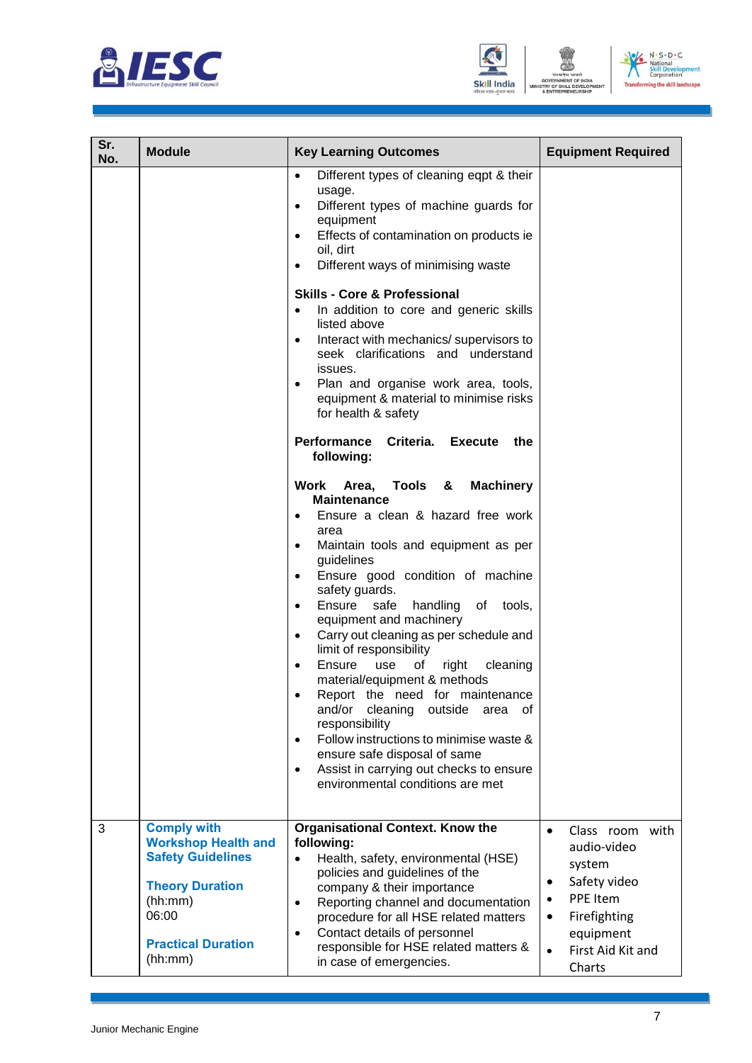| Sr. No. | Module | Key Learning Outcomes | Equipment Required |
|---|---|---|---|
| | | • Different types of cleaning eqpt & their usage.<br>• Different types of machine guards for equipment<br>• Effects of contamination on products ie oil, dirt<br>• Different ways of minimising waste<br><br>**Skills - Core & Professional**<br>• In addition to core and generic skills listed above<br>• Interact with mechanics/ supervisors to seek clarifications and understand issues.<br>• Plan and organise work area, tools, equipment & material to minimise risks for health & safety<br><br>**Performance Criteria. Execute the following:**<br><br>**Work Area, Tools & Machinery Maintenance**<br>• Ensure a clean & hazard free work area<br>• Maintain tools and equipment as per guidelines<br>• Ensure good condition of machine safety guards.<br>• Ensure safe handling of tools, equipment and machinery<br>• Carry out cleaning as per schedule and limit of responsibility<br>• Ensure use of right cleaning material/equipment & methods<br>• Report the need for maintenance and/or cleaning outside area of responsibility<br>• Follow instructions to minimise waste & ensure safe disposal of same<br>• Assist in carrying out checks to ensure environmental conditions are met | |
| 3 | **Comply with Workshop Health and Safety Guidelines**<br><br>**Theory Duration** (hh:mm)<br>06:00<br><br>**Practical Duration** (hh:mm) | **Organisational Context. Know the following:**<br>• Health, safety, environmental (HSE) policies and guidelines of the company & their importance<br>• Reporting channel and documentation procedure for all HSE related matters<br>• Contact details of personnel responsible for HSE related matters & in case of emergencies. | • Class room with audio-video system<br>• Safety video<br>• PPE Item<br>• Firefighting equipment<br>• First Aid Kit and Charts |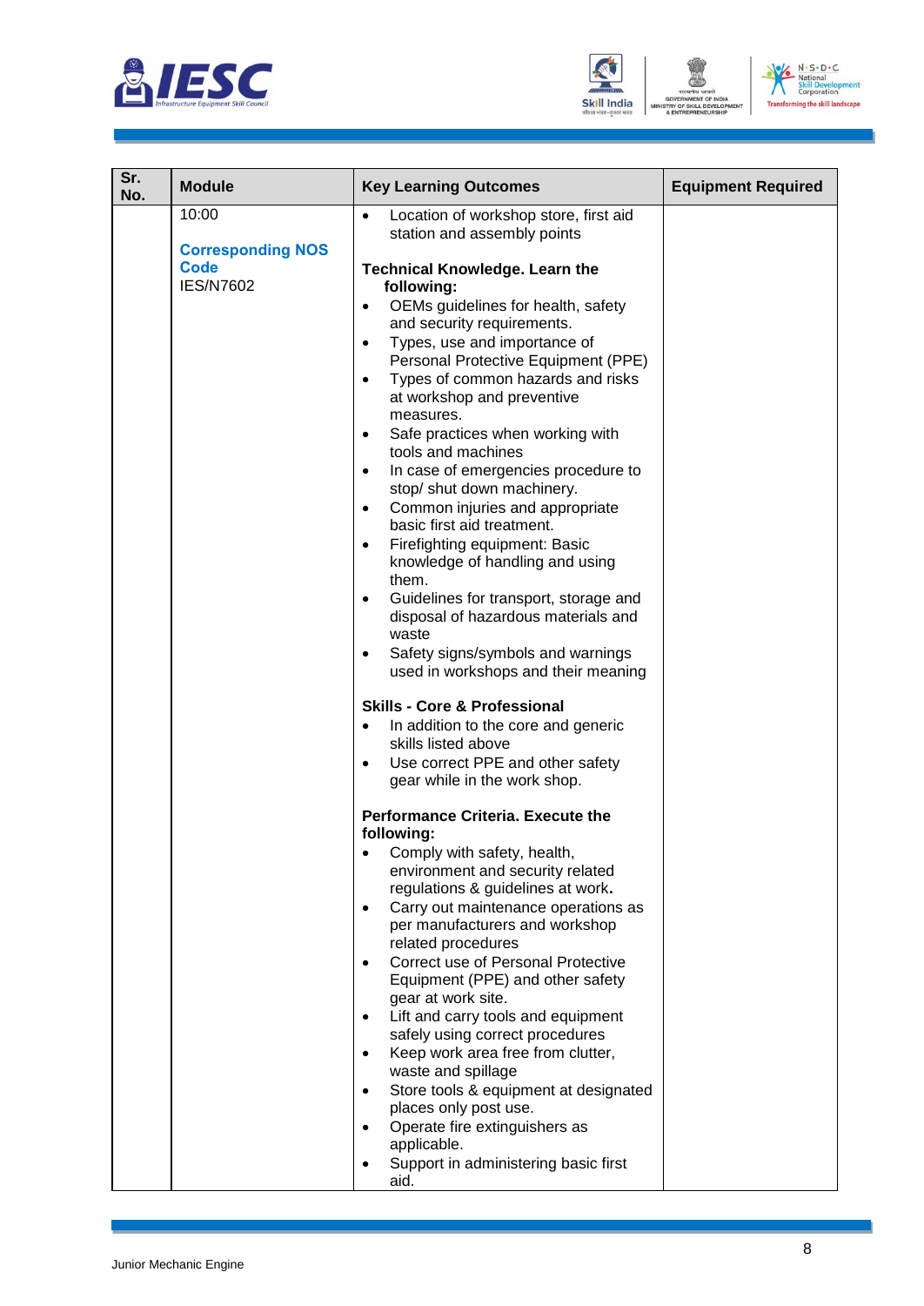| Sr. No. | Module | Key Learning Outcomes | Equipment Required |
|---|---|---|---|
| | 10:00<br><br>**Corresponding NOS Code**<br>IES/N7602 | • Location of workshop store, first aid station and assembly points<br><br>**Technical Knowledge. Learn the following:**<br>• OEMs guidelines for health, safety and security requirements.<br>• Types, use and importance of Personal Protective Equipment (PPE)<br>• Types of common hazards and risks at workshop and preventive measures.<br>• Safe practices when working with tools and machines<br>• In case of emergencies procedure to stop/ shut down machinery.<br>• Common injuries and appropriate basic first aid treatment.<br>• Firefighting equipment: Basic knowledge of handling and using them.<br>• Guidelines for transport, storage and disposal of hazardous materials and waste<br>• Safety signs/symbols and warnings used in workshops and their meaning<br><br>**Skills - Core & Professional**<br>• In addition to the core and generic skills listed above<br>• Use correct PPE and other safety gear while in the work shop.<br><br>**Performance Criteria. Execute the following:**<br>• Comply with safety, health, environment and security related regulations & guidelines at work.<br>• Carry out maintenance operations as per manufacturers and workshop related procedures<br>• Correct use of Personal Protective Equipment (PPE) and other safety gear at work site.<br>• Lift and carry tools and equipment safely using correct procedures<br>• Keep work area free from clutter, waste and spillage<br>• Store tools & equipment at designated places only post use.<br>• Operate fire extinguishers as applicable.<br>• Support in administering basic first aid. | |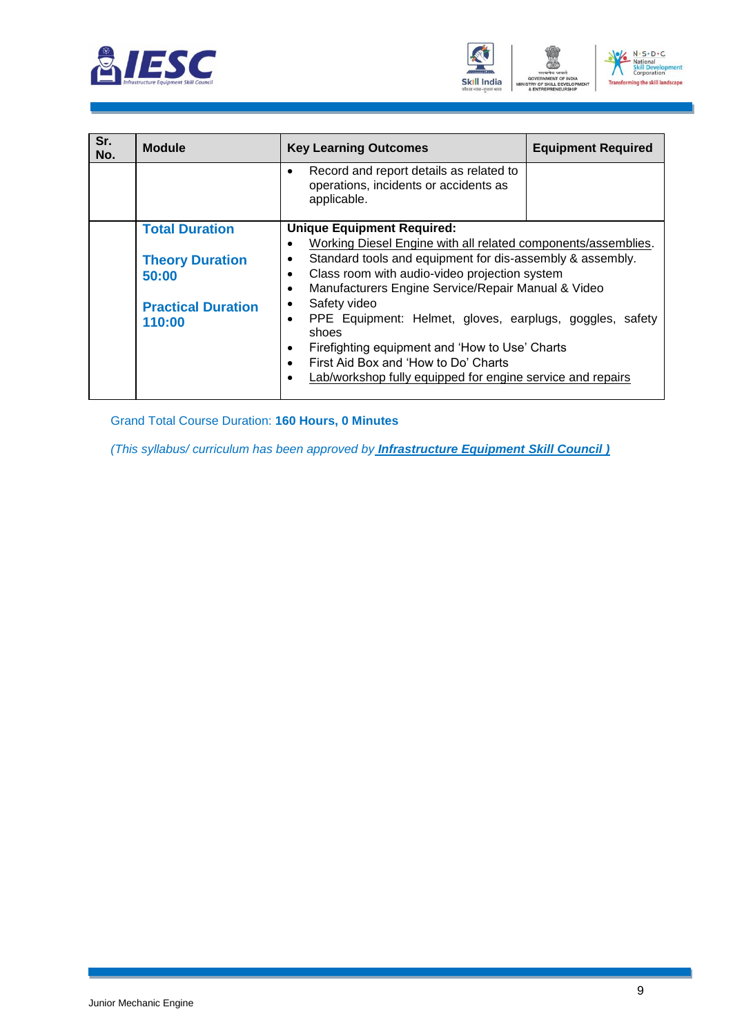| Sr. No. | Module | Key Learning Outcomes | Equipment Required |
|---|---|---|---|
| | | • Record and report details as related to operations, incidents or accidents as applicable. | |
| | **Total Duration**<br><br>**Theory Duration**<br>**50:00**<br><br>**Practical Duration**<br>**110:00** | **Unique Equipment Required:**<br>• Working Diesel Engine with all related components/assemblies.<br>• Standard tools and equipment for dis-assembly & assembly.<br>• Class room with audio-video projection system<br>• Manufacturers Engine Service/Repair Manual & Video<br>• Safety video<br>• PPE Equipment: Helmet, gloves, earplugs, goggles, safety shoes<br>• Firefighting equipment and 'How to Use' Charts<br>• First Aid Box and 'How to Do' Charts<br>• Lab/workshop fully equipped for engine service and repairs | |

Grand Total Course Duration: **160 Hours, 0 Minutes**

*(This syllabus/ curriculum has been approved by* ***Infrastructure Equipment Skill Council )***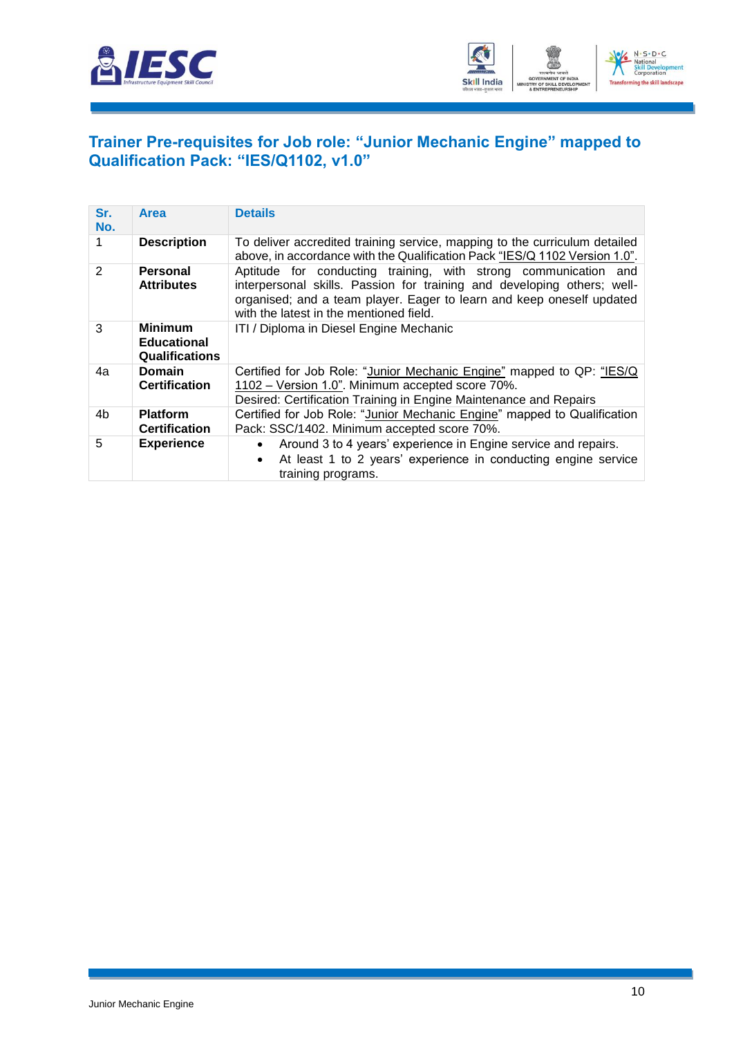## Trainer Pre-requisites for Job role: "Junior Mechanic Engine" mapped to Qualification Pack: "IES/Q1102, v1.0"

| Sr. No. | Area | Details |
|---|---|---|
| 1 | **Description** | To deliver accredited training service, mapping to the curriculum detailed above, in accordance with the Qualification Pack "IES/Q 1102 Version 1.0". |
| 2 | **Personal Attributes** | Aptitude for conducting training, with strong communication and interpersonal skills. Passion for training and developing others; well-organised; and a team player. Eager to learn and keep oneself updated with the latest in the mentioned field. |
| 3 | **Minimum Educational Qualifications** | ITI / Diploma in Diesel Engine Mechanic |
| 4a | **Domain Certification** | Certified for Job Role: "Junior Mechanic Engine" mapped to QP: "IES/Q 1102 – Version 1.0". Minimum accepted score 70%. Desired: Certification Training in Engine Maintenance and Repairs |
| 4b | **Platform Certification** | Certified for Job Role: "Junior Mechanic Engine" mapped to Qualification Pack: SSC/1402. Minimum accepted score 70%. |
| 5 | **Experience** | • Around 3 to 4 years' experience in Engine service and repairs.<br>• At least 1 to 2 years' experience in conducting engine service training programs. |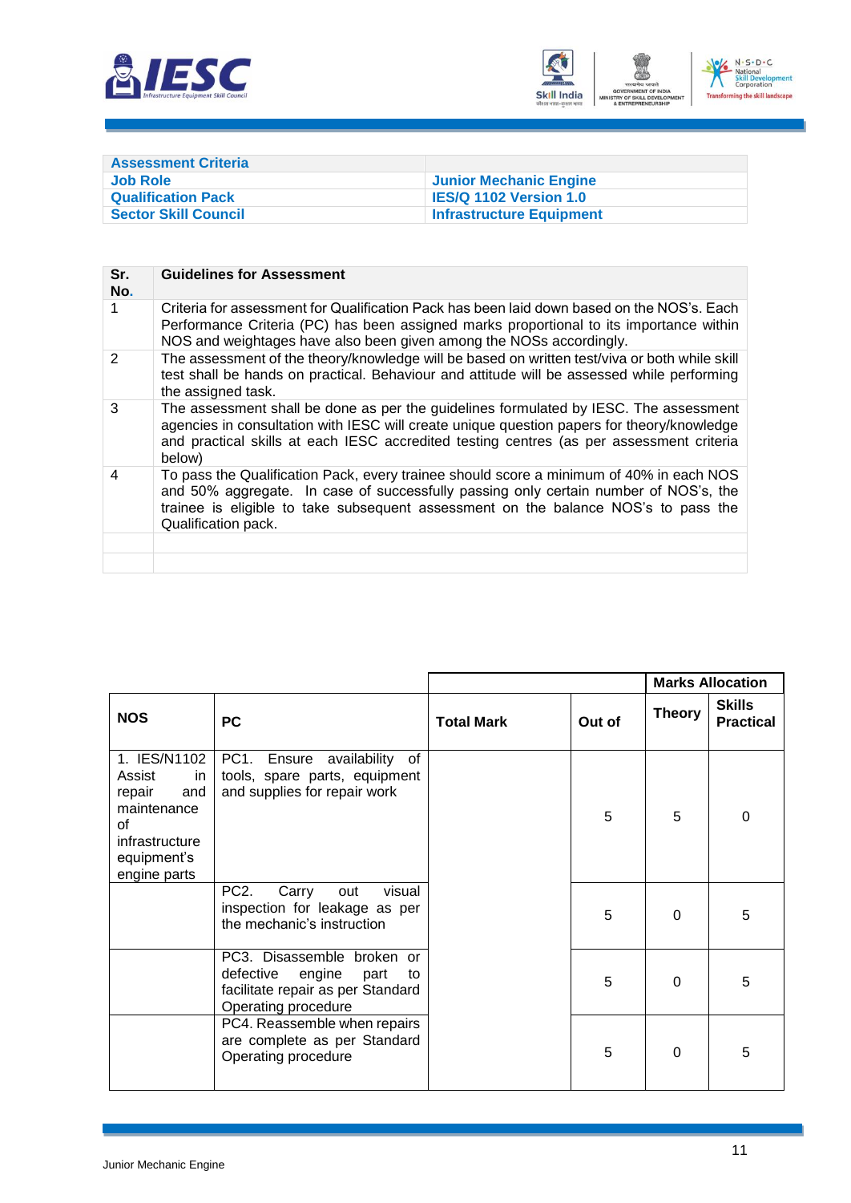| Assessment Criteria | |
|---|---|
| Job Role | Junior Mechanic Engine |
| Qualification Pack | IES/Q 1102 Version 1.0 |
| Sector Skill Council | Infrastructure Equipment |

| Sr. No. | Guidelines for Assessment |
|---|---|
| 1 | Criteria for assessment for Qualification Pack has been laid down based on the NOS's. Each Performance Criteria (PC) has been assigned marks proportional to its importance within NOS and weightages have also been given among the NOSs accordingly. |
| 2 | The assessment of the theory/knowledge will be based on written test/viva or both while skill test shall be hands on practical. Behaviour and attitude will be assessed while performing the assigned task. |
| 3 | The assessment shall be done as per the guidelines formulated by IESC. The assessment agencies in consultation with IESC will create unique question papers for theory/knowledge and practical skills at each IESC accredited testing centres (as per assessment criteria below) |
| 4 | To pass the Qualification Pack, every trainee should score a minimum of 40% in each NOS and 50% aggregate. In case of successfully passing only certain number of NOS's, the trainee is eligible to take subsequent assessment on the balance NOS's to pass the Qualification pack. |
| | |
| | |

| | | | | Marks Allocation | |
|---|---|---|---|---|---|
| NOS | PC | Total Mark | Out of | Theory | Skills Practical |
| 1. IES/N1102 Assist in repair and maintenance of infrastructure equipment's engine parts | PC1. Ensure availability of tools, spare parts, equipment and supplies for repair work | | 5 | 5 | 0 |
| | PC2. Carry out visual inspection for leakage as per the mechanic's instruction | | 5 | 0 | 5 |
| | PC3. Disassemble broken or defective engine part to facilitate repair as per Standard Operating procedure | | 5 | 0 | 5 |
| | PC4. Reassemble when repairs are complete as per Standard Operating procedure | | 5 | 0 | 5 |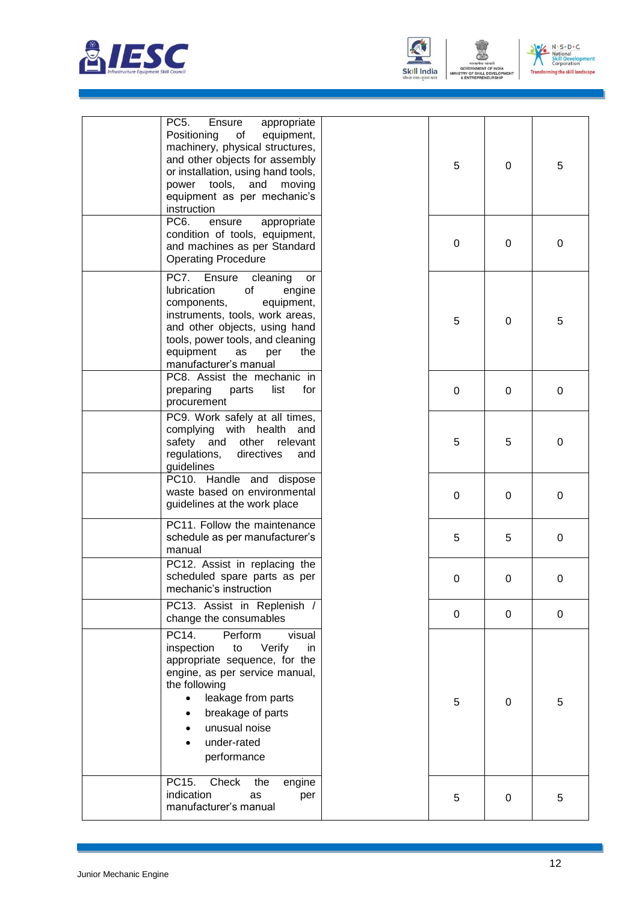|  |  |  |  |  |  |
|---|---|---|---|---|---|
|  | PC5. Ensure appropriate Positioning of equipment, machinery, physical structures, and other objects for assembly or installation, using hand tools, power tools, and moving equipment as per mechanic's instruction |  | 5 | 0 | 5 |
|  | PC6. ensure appropriate condition of tools, equipment, and machines as per Standard Operating Procedure |  | 0 | 0 | 0 |
|  | PC7. Ensure cleaning or lubrication of engine components, equipment, instruments, tools, work areas, and other objects, using hand tools, power tools, and cleaning equipment as per the manufacturer's manual |  | 5 | 0 | 5 |
|  | PC8. Assist the mechanic in preparing parts list for procurement |  | 0 | 0 | 0 |
|  | PC9. Work safely at all times, complying with health and safety and other relevant regulations, directives and guidelines |  | 5 | 5 | 0 |
|  | PC10. Handle and dispose waste based on environmental guidelines at the work place |  | 0 | 0 | 0 |
|  | PC11. Follow the maintenance schedule as per manufacturer's manual |  | 5 | 5 | 0 |
|  | PC12. Assist in replacing the scheduled spare parts as per mechanic's instruction |  | 0 | 0 | 0 |
|  | PC13. Assist in Replenish / change the consumables |  | 0 | 0 | 0 |
|  | PC14. Perform visual inspection to Verify in appropriate sequence, for the engine, as per service manual, the following<br>• leakage from parts<br>• breakage of parts<br>• unusual noise<br>• under-rated performance |  | 5 | 0 | 5 |
|  | PC15. Check the engine indication as per manufacturer's manual |  | 5 | 0 | 5 |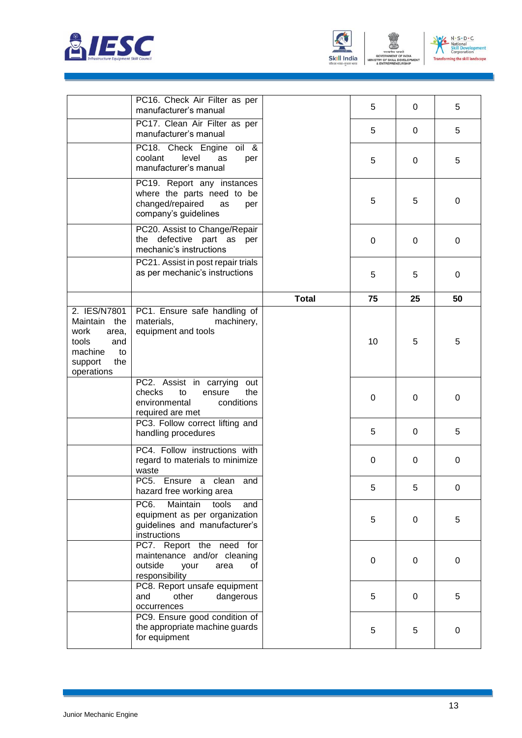| | | | | | |
|---|---|---|---|---|---|
| | PC16. Check Air Filter as per manufacturer's manual | | 5 | 0 | 5 |
| | PC17. Clean Air Filter as per manufacturer's manual | | 5 | 0 | 5 |
| | PC18. Check Engine oil & coolant level as per manufacturer's manual | | 5 | 0 | 5 |
| | PC19. Report any instances where the parts need to be changed/repaired as per company's guidelines | | 5 | 5 | 0 |
| | PC20. Assist to Change/Repair the defective part as per mechanic's instructions | | 0 | 0 | 0 |
| | PC21. Assist in post repair trials as per mechanic's instructions | | 5 | 5 | 0 |
| | | **Total** | **75** | **25** | **50** |
| 2. IES/N7801 Maintain the work area, tools and machine to support the operations | PC1. Ensure safe handling of materials, machinery, equipment and tools | | 10 | 5 | 5 |
| | PC2. Assist in carrying out checks to ensure the environmental conditions required are met | | 0 | 0 | 0 |
| | PC3. Follow correct lifting and handling procedures | | 5 | 0 | 5 |
| | PC4. Follow instructions with regard to materials to minimize waste | | 0 | 0 | 0 |
| | PC5. Ensure a clean and hazard free working area | | 5 | 5 | 0 |
| | PC6. Maintain tools and equipment as per organization guidelines and manufacturer's instructions | | 5 | 0 | 5 |
| | PC7. Report the need for maintenance and/or cleaning outside your area of responsibility | | 0 | 0 | 0 |
| | PC8. Report unsafe equipment and other dangerous occurrences | | 5 | 0 | 5 |
| | PC9. Ensure good condition of the appropriate machine guards for equipment | | 5 | 5 | 0 |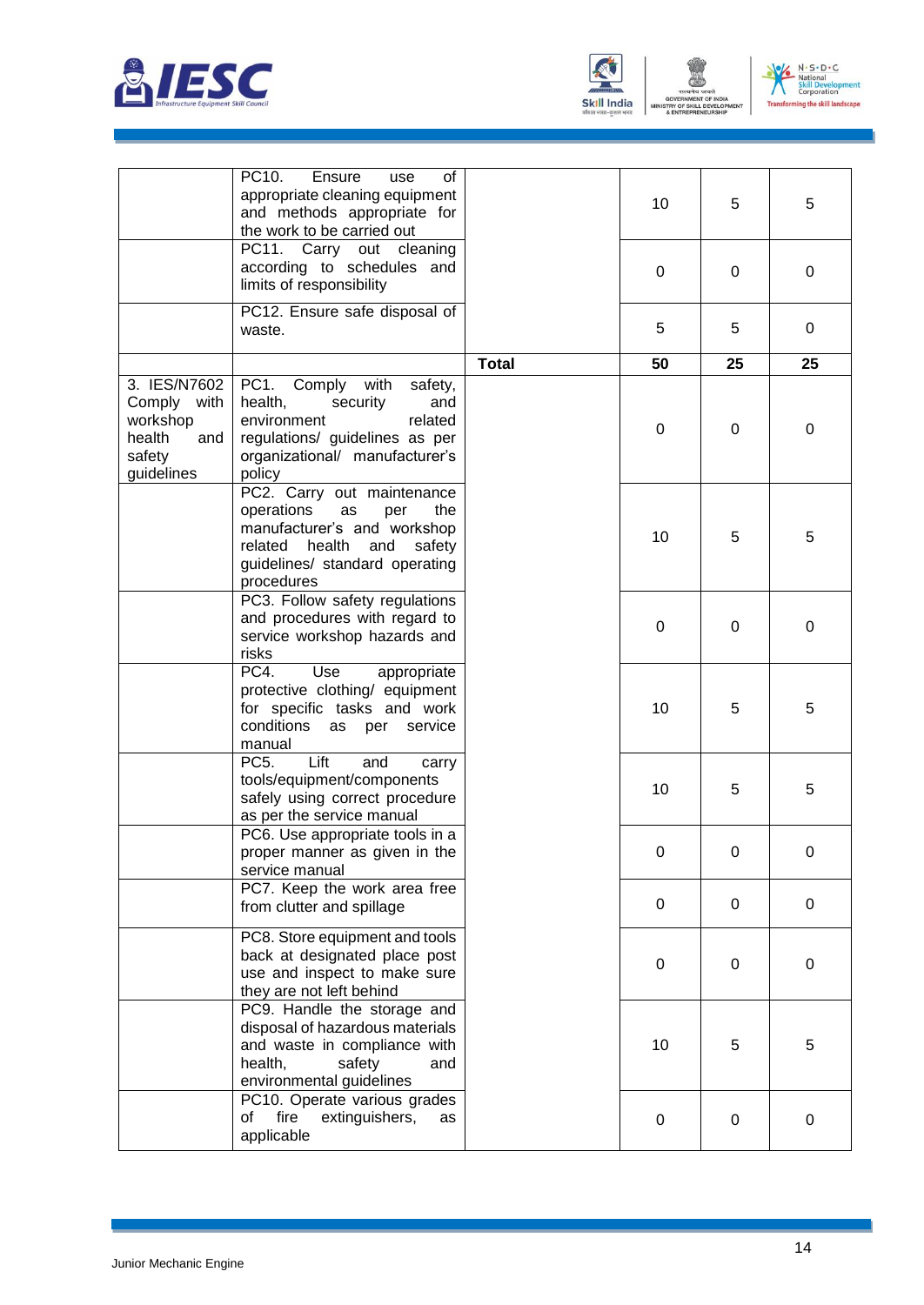| | | | | | |
|---|---|---|---|---|---|
| | PC10. Ensure use of appropriate cleaning equipment and methods appropriate for the work to be carried out | | 10 | 5 | 5 |
| | PC11. Carry out cleaning according to schedules and limits of responsibility | | 0 | 0 | 0 |
| | PC12. Ensure safe disposal of waste. | | 5 | 5 | 0 |
| | | **Total** | **50** | **25** | **25** |
| 3. IES/N7602 Comply with workshop health and safety guidelines | PC1. Comply with safety, health, security and environment related regulations/ guidelines as per organizational/ manufacturer's policy | | 0 | 0 | 0 |
| | PC2. Carry out maintenance operations as per the manufacturer's and workshop related health and safety guidelines/ standard operating procedures | | 10 | 5 | 5 |
| | PC3. Follow safety regulations and procedures with regard to service workshop hazards and risks | | 0 | 0 | 0 |
| | PC4. Use appropriate protective clothing/ equipment for specific tasks and work conditions as per service manual | | 10 | 5 | 5 |
| | PC5. Lift and carry tools/equipment/components safely using correct procedure as per the service manual | | 10 | 5 | 5 |
| | PC6. Use appropriate tools in a proper manner as given in the service manual | | 0 | 0 | 0 |
| | PC7. Keep the work area free from clutter and spillage | | 0 | 0 | 0 |
| | PC8. Store equipment and tools back at designated place post use and inspect to make sure they are not left behind | | 0 | 0 | 0 |
| | PC9. Handle the storage and disposal of hazardous materials and waste in compliance with health, safety and environmental guidelines | | 10 | 5 | 5 |
| | PC10. Operate various grades of fire extinguishers, as applicable | | 0 | 0 | 0 |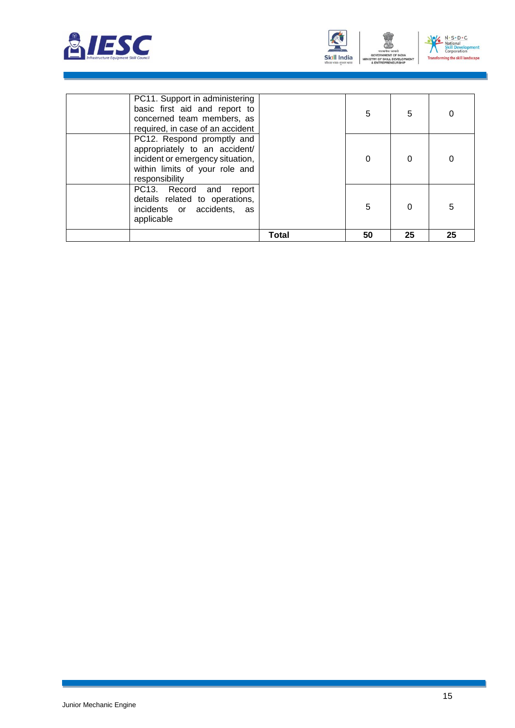| | | | | | |
|---|---|---|---|---|---|
| | PC11. Support in administering basic first aid and report to concerned team members, as required, in case of an accident | | 5 | 5 | 0 |
| | PC12. Respond promptly and appropriately to an accident/ incident or emergency situation, within limits of your role and responsibility | | 0 | 0 | 0 |
| | PC13. Record and report details related to operations, incidents or accidents, as applicable | | 5 | 0 | 5 |
| | | **Total** | **50** | **25** | **25** |